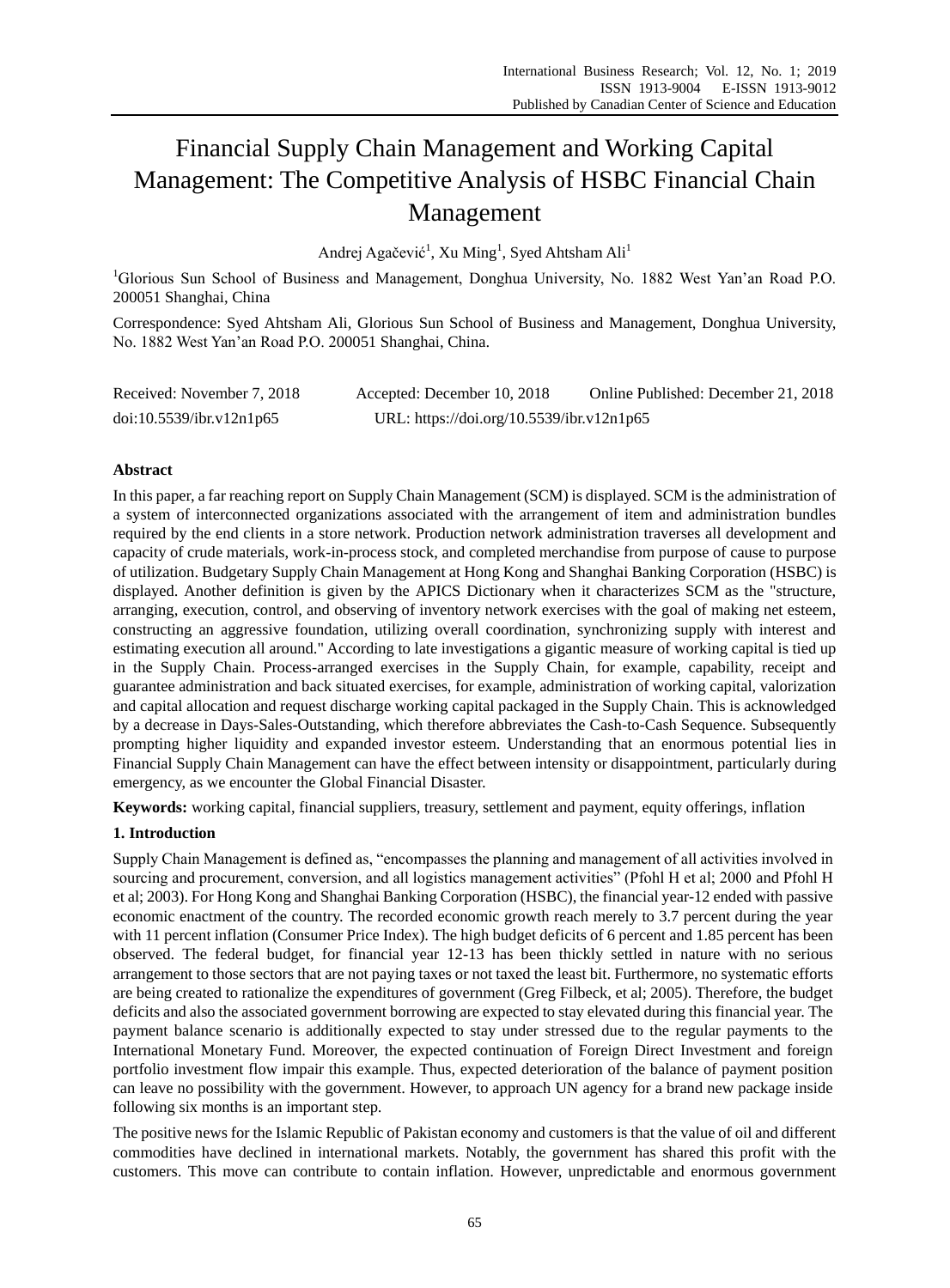# Financial Supply Chain Management and Working Capital Management: The Competitive Analysis of HSBC Financial Chain Management

Andrej Agačević[1], Xu Ming[1], Syed Ahtsham Ali[1]

[1]Glorious Sun School of Business and Management, Donghua University, No. 1882 West Yan'an Road P.O. 200051 Shanghai, China

Correspondence: Syed Ahtsham Ali, Glorious Sun School of Business and Management, Donghua University, No. 1882 West Yan'an Road P.O. 200051 Shanghai, China.

Received: November 7, 2018 Accepted: December 10, 2018 Online Published: December 21, 2018

doi:10.5539/ibr.v12n1p65 URL: https://doi.org/10.5539/ibr.v12n1p65

## Abstract

In this paper, a far reaching report on Supply Chain Management (SCM) is displayed. SCM is the administration of a system of interconnected organizations associated with the arrangement of item and administration bundles required by the end clients in a store network. Production network administration traverses all development and capacity of crude materials, work-in-process stock, and completed merchandise from purpose of cause to purpose of utilization. Budgetary Supply Chain Management at Hong Kong and Shanghai Banking Corporation (HSBC) is displayed. Another definition is given by the APICS Dictionary when it characterizes SCM as the "structure, arranging, execution, control, and observing of inventory network exercises with the goal of making net esteem, constructing an aggressive foundation, utilizing overall coordination, synchronizing supply with interest and estimating execution all around." According to late investigations a gigantic measure of working capital is tied up in the Supply Chain. Process-arranged exercises in the Supply Chain, for example, capability, receipt and guarantee administration and back situated exercises, for example, administration of working capital, valorization and capital allocation and request discharge working capital packaged in the Supply Chain. This is acknowledged by a decrease in Days-Sales-Outstanding, which therefore abbreviates the Cash-to-Cash Sequence. Subsequently prompting higher liquidity and expanded investor esteem. Understanding that an enormous potential lies in Financial Supply Chain Management can have the effect between intensity or disappointment, particularly during emergency, as we encounter the Global Financial Disaster.

**Keywords:** working capital, financial suppliers, treasury, settlement and payment, equity offerings, inflation

## 1. Introduction

Supply Chain Management is defined as, "encompasses the planning and management of all activities involved in sourcing and procurement, conversion, and all logistics management activities" (Pfohl H et al; 2000 and Pfohl H et al; 2003). For Hong Kong and Shanghai Banking Corporation (HSBC), the financial year-12 ended with passive economic enactment of the country. The recorded economic growth reach merely to 3.7 percent during the year with 11 percent inflation (Consumer Price Index). The high budget deficits of 6 percent and 1.85 percent has been observed. The federal budget, for financial year 12-13 has been thickly settled in nature with no serious arrangement to those sectors that are not paying taxes or not taxed the least bit. Furthermore, no systematic efforts are being created to rationalize the expenditures of government (Greg Filbeck, et al; 2005). Therefore, the budget deficits and also the associated government borrowing are expected to stay elevated during this financial year. The payment balance scenario is additionally expected to stay under stressed due to the regular payments to the International Monetary Fund. Moreover, the expected continuation of Foreign Direct Investment and foreign portfolio investment flow impair this example. Thus, expected deterioration of the balance of payment position can leave no possibility with the government. However, to approach UN agency for a brand new package inside following six months is an important step.

The positive news for the Islamic Republic of Pakistan economy and customers is that the value of oil and different commodities have declined in international markets. Notably, the government has shared this profit with the customers. This move can contribute to contain inflation. However, unpredictable and enormous government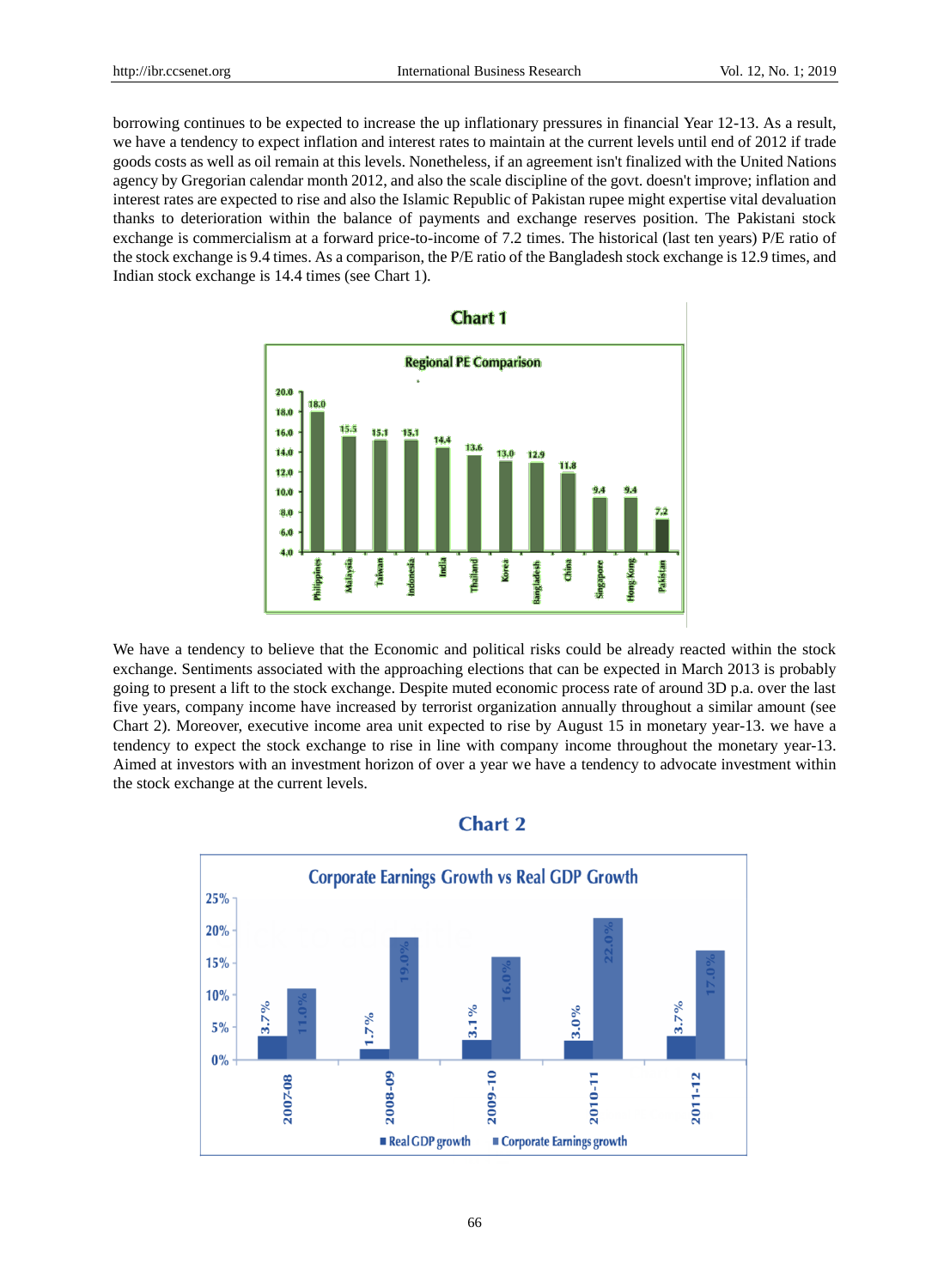borrowing continues to be expected to increase the up inflationary pressures in financial Year 12-13. As a result, we have a tendency to expect inflation and interest rates to maintain at the current levels until end of 2012 if trade goods costs as well as oil remain at this levels. Nonetheless, if an agreement isn't finalized with the United Nations agency by Gregorian calendar month 2012, and also the scale discipline of the govt. doesn't improve; inflation and interest rates are expected to rise and also the Islamic Republic of Pakistan rupee might expertise vital devaluation thanks to deterioration within the balance of payments and exchange reserves position. The Pakistani stock exchange is commercialism at a forward price-to-income of 7.2 times. The historical (last ten years) P/E ratio of the stock exchange is 9.4 times. As a comparison, the P/E ratio of the Bangladesh stock exchange is 12.9 times, and Indian stock exchange is 14.4 times (see Chart 1).

**Chart 1**

**Regional PE Comparison**

| Country | PE |
|---|---|
| Philippines | 18.0 |
| Malaysia | 15.5 |
| Taiwan | 15.1 |
| Indonesia | 15.1 |
| India | 14.4 |
| Thailand | 13.6 |
| Korea | 13.0 |
| Bangladesh | 12.9 |
| China | 11.8 |
| Singapore | 9.4 |
| Hong Kong | 9.4 |
| Pakistan | 7.2 |

We have a tendency to believe that the Economic and political risks could be already reacted within the stock exchange. Sentiments associated with the approaching elections that can be expected in March 2013 is probably going to present a lift to the stock exchange. Despite muted economic process rate of around 3D p.a. over the last five years, company income have increased by terrorist organization annually throughout a similar amount (see Chart 2). Moreover, executive income area unit expected to rise by August 15 in monetary year-13. we have a tendency to expect the stock exchange to rise in line with company income throughout the monetary year-13. Aimed at investors with an investment horizon of over a year we have a tendency to advocate investment within the stock exchange at the current levels.

**Chart 2**

**Corporate Earnings Growth vs Real GDP Growth**

| Year | Real GDP growth | Corporate Earnings growth |
|---|---|---|
| 2007-08 | 3.7% | 11.0% |
| 2008-09 | 1.7% | 19.0% |
| 2009-10 | 3.1% | 16.0% |
| 2010-11 | 3.0% | 22.0% |
| 2011-12 | 3.7% | 17.0% |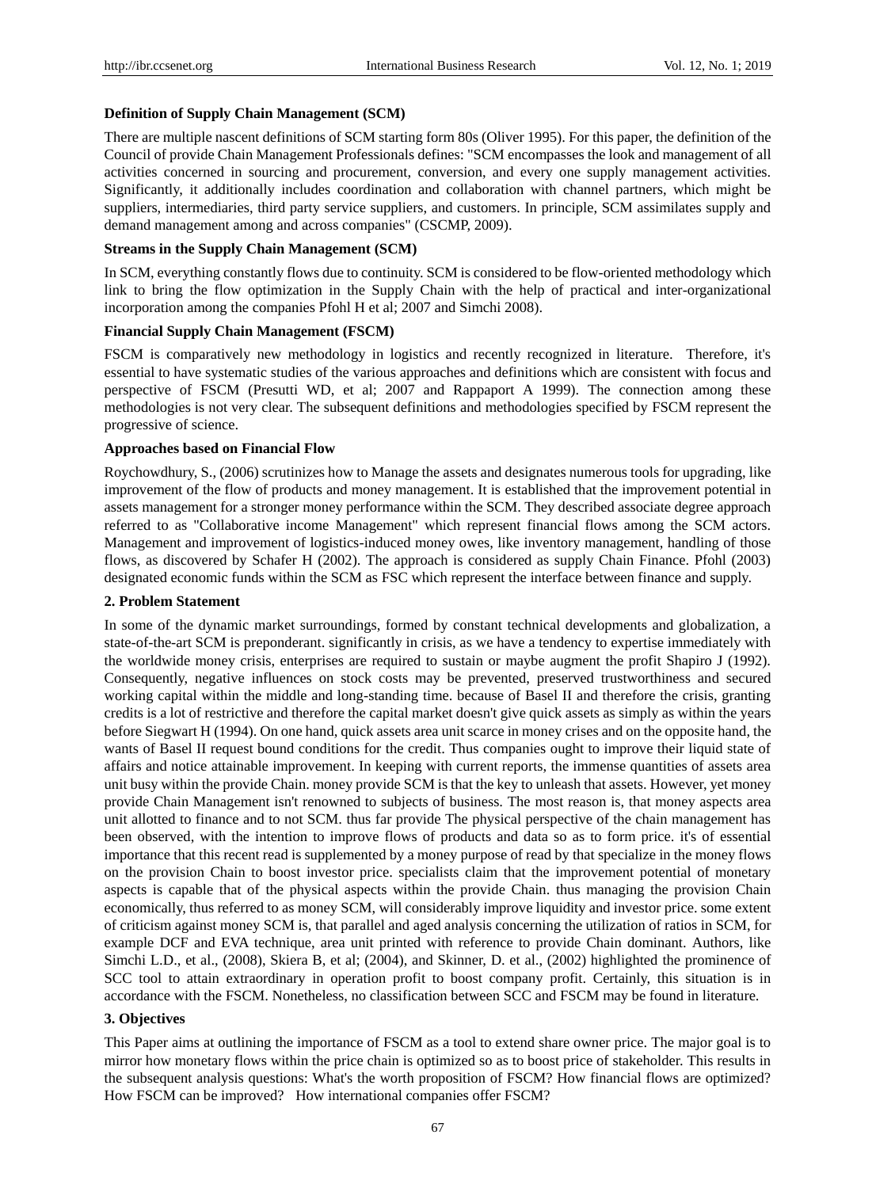**Definition of Supply Chain Management (SCM)**

There are multiple nascent definitions of SCM starting form 80s (Oliver 1995). For this paper, the definition of the Council of provide Chain Management Professionals defines: "SCM encompasses the look and management of all activities concerned in sourcing and procurement, conversion, and every one supply management activities. Significantly, it additionally includes coordination and collaboration with channel partners, which might be suppliers, intermediaries, third party service suppliers, and customers. In principle, SCM assimilates supply and demand management among and across companies" (CSCMP, 2009).

**Streams in the Supply Chain Management (SCM)**

In SCM, everything constantly flows due to continuity. SCM is considered to be flow-oriented methodology which link to bring the flow optimization in the Supply Chain with the help of practical and inter-organizational incorporation among the companies Pfohl H et al; 2007 and Simchi 2008).

**Financial Supply Chain Management (FSCM)**

FSCM is comparatively new methodology in logistics and recently recognized in literature. Therefore, it's essential to have systematic studies of the various approaches and definitions which are consistent with focus and perspective of FSCM (Presutti WD, et al; 2007 and Rappaport A 1999). The connection among these methodologies is not very clear. The subsequent definitions and methodologies specified by FSCM represent the progressive of science.

**Approaches based on Financial Flow**

Roychowdhury, S., (2006) scrutinizes how to Manage the assets and designates numerous tools for upgrading, like improvement of the flow of products and money management. It is established that the improvement potential in assets management for a stronger money performance within the SCM. They described associate degree approach referred to as "Collaborative income Management" which represent financial flows among the SCM actors. Management and improvement of logistics-induced money owes, like inventory management, handling of those flows, as discovered by Schafer H (2002). The approach is considered as supply Chain Finance. Pfohl (2003) designated economic funds within the SCM as FSC which represent the interface between finance and supply.

## 2. Problem Statement

In some of the dynamic market surroundings, formed by constant technical developments and globalization, a state-of-the-art SCM is preponderant. significantly in crisis, as we have a tendency to expertise immediately with the worldwide money crisis, enterprises are required to sustain or maybe augment the profit Shapiro J (1992). Consequently, negative influences on stock costs may be prevented, preserved trustworthiness and secured working capital within the middle and long-standing time. because of Basel II and therefore the crisis, granting credits is a lot of restrictive and therefore the capital market doesn't give quick assets as simply as within the years before Siegwart H (1994). On one hand, quick assets area unit scarce in money crises and on the opposite hand, the wants of Basel II request bound conditions for the credit. Thus companies ought to improve their liquid state of affairs and notice attainable improvement. In keeping with current reports, the immense quantities of assets area unit busy within the provide Chain. money provide SCM is that the key to unleash that assets. However, yet money provide Chain Management isn't renowned to subjects of business. The most reason is, that money aspects area unit allotted to finance and to not SCM. thus far provide The physical perspective of the chain management has been observed, with the intention to improve flows of products and data so as to form price. it's of essential importance that this recent read is supplemented by a money purpose of read by that specialize in the money flows on the provision Chain to boost investor price. specialists claim that the improvement potential of monetary aspects is capable that of the physical aspects within the provide Chain. thus managing the provision Chain economically, thus referred to as money SCM, will considerably improve liquidity and investor price. some extent of criticism against money SCM is, that parallel and aged analysis concerning the utilization of ratios in SCM, for example DCF and EVA technique, area unit printed with reference to provide Chain dominant. Authors, like Simchi L.D., et al., (2008), Skiera B, et al; (2004), and Skinner, D. et al., (2002) highlighted the prominence of SCC tool to attain extraordinary in operation profit to boost company profit. Certainly, this situation is in accordance with the FSCM. Nonetheless, no classification between SCC and FSCM may be found in literature.

## 3. Objectives

This Paper aims at outlining the importance of FSCM as a tool to extend share owner price. The major goal is to mirror how monetary flows within the price chain is optimized so as to boost price of stakeholder. This results in the subsequent analysis questions: What's the worth proposition of FSCM? How financial flows are optimized? How FSCM can be improved? How international companies offer FSCM?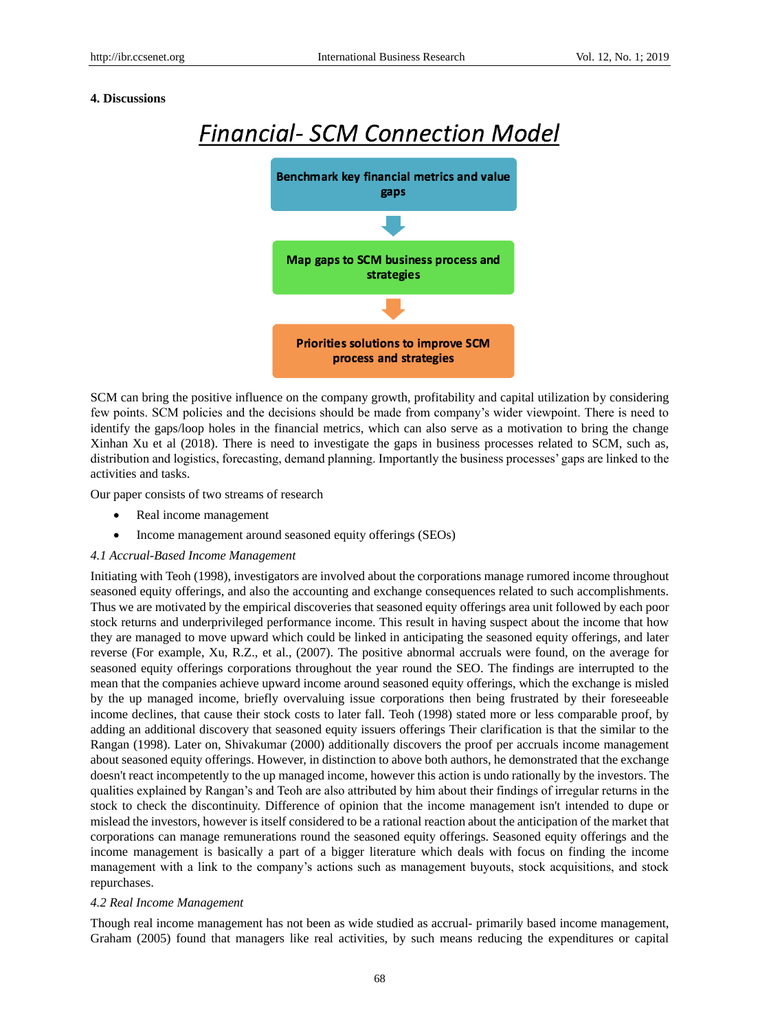## 4. Discussions

**Financial- SCM Connection Model**

**Benchmark key financial metrics and value gaps**

↓

**Map gaps to SCM business process and strategies**

↓

**Priorities solutions to improve SCM process and strategies**

SCM can bring the positive influence on the company growth, profitability and capital utilization by considering few points. SCM policies and the decisions should be made from company's wider viewpoint. There is need to identify the gaps/loop holes in the financial metrics, which can also serve as a motivation to bring the change Xinhan Xu et al (2018). There is need to investigate the gaps in business processes related to SCM, such as, distribution and logistics, forecasting, demand planning. Importantly the business processes' gaps are linked to the activities and tasks.

Our paper consists of two streams of research

- Real income management
- Income management around seasoned equity offerings (SEOs)

### *4.1 Accrual-Based Income Management*

Initiating with Teoh (1998), investigators are involved about the corporations manage rumored income throughout seasoned equity offerings, and also the accounting and exchange consequences related to such accomplishments. Thus we are motivated by the empirical discoveries that seasoned equity offerings area unit followed by each poor stock returns and underprivileged performance income. This result in having suspect about the income that how they are managed to move upward which could be linked in anticipating the seasoned equity offerings, and later reverse (For example, Xu, R.Z., et al., (2007). The positive abnormal accruals were found, on the average for seasoned equity offerings corporations throughout the year round the SEO. The findings are interrupted to the mean that the companies achieve upward income around seasoned equity offerings, which the exchange is misled by the up managed income, briefly overvaluing issue corporations then being frustrated by their foreseeable income declines, that cause their stock costs to later fall. Teoh (1998) stated more or less comparable proof, by adding an additional discovery that seasoned equity issuers offerings Their clarification is that the similar to the Rangan (1998). Later on, Shivakumar (2000) additionally discovers the proof per accruals income management about seasoned equity offerings. However, in distinction to above both authors, he demonstrated that the exchange doesn't react incompetently to the up managed income, however this action is undo rationally by the investors. The qualities explained by Rangan's and Teoh are also attributed by him about their findings of irregular returns in the stock to check the discontinuity. Difference of opinion that the income management isn't intended to dupe or mislead the investors, however is itself considered to be a rational reaction about the anticipation of the market that corporations can manage remunerations round the seasoned equity offerings. Seasoned equity offerings and the income management is basically a part of a bigger literature which deals with focus on finding the income management with a link to the company's actions such as management buyouts, stock acquisitions, and stock repurchases.

### *4.2 Real Income Management*

Though real income management has not been as wide studied as accrual- primarily based income management, Graham (2005) found that managers like real activities, by such means reducing the expenditures or capital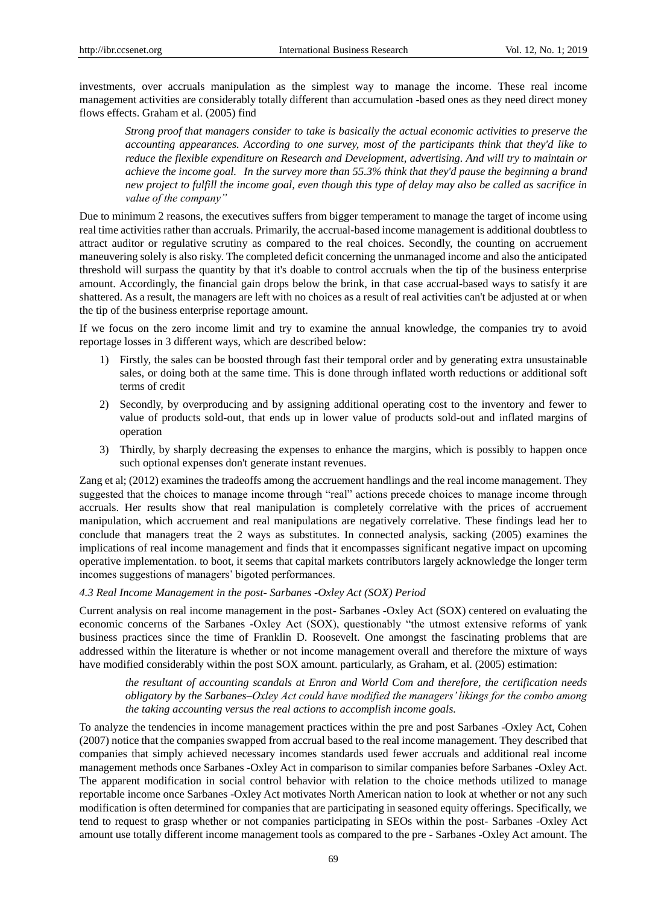investments, over accruals manipulation as the simplest way to manage the income. These real income management activities are considerably totally different than accumulation -based ones as they need direct money flows effects. Graham et al. (2005) find

> *Strong proof that managers consider to take is basically the actual economic activities to preserve the accounting appearances. According to one survey, most of the participants think that they'd like to reduce the flexible expenditure on Research and Development, advertising. And will try to maintain or achieve the income goal. In the survey more than 55.3% think that they'd pause the beginning a brand new project to fulfill the income goal, even though this type of delay may also be called as sacrifice in value of the company"*

Due to minimum 2 reasons, the executives suffers from bigger temperament to manage the target of income using real time activities rather than accruals. Primarily, the accrual-based income management is additional doubtless to attract auditor or regulative scrutiny as compared to the real choices. Secondly, the counting on accruement maneuvering solely is also risky. The completed deficit concerning the unmanaged income and also the anticipated threshold will surpass the quantity by that it's doable to control accruals when the tip of the business enterprise amount. Accordingly, the financial gain drops below the brink, in that case accrual-based ways to satisfy it are shattered. As a result, the managers are left with no choices as a result of real activities can't be adjusted at or when the tip of the business enterprise reportage amount.

If we focus on the zero income limit and try to examine the annual knowledge, the companies try to avoid reportage losses in 3 different ways, which are described below:

1) Firstly, the sales can be boosted through fast their temporal order and by generating extra unsustainable sales, or doing both at the same time. This is done through inflated worth reductions or additional soft terms of credit
2) Secondly, by overproducing and by assigning additional operating cost to the inventory and fewer to value of products sold-out, that ends up in lower value of products sold-out and inflated margins of operation
3) Thirdly, by sharply decreasing the expenses to enhance the margins, which is possibly to happen once such optional expenses don't generate instant revenues.

Zang et al; (2012) examines the tradeoffs among the accruement handlings and the real income management. They suggested that the choices to manage income through "real" actions precede choices to manage income through accruals. Her results show that real manipulation is completely correlative with the prices of accruement manipulation, which accruement and real manipulations are negatively correlative. These findings lead her to conclude that managers treat the 2 ways as substitutes. In connected analysis, sacking (2005) examines the implications of real income management and finds that it encompasses significant negative impact on upcoming operative implementation. to boot, it seems that capital markets contributors largely acknowledge the longer term incomes suggestions of managers' bigoted performances.

### *4.3 Real Income Management in the post- Sarbanes -Oxley Act (SOX) Period*

Current analysis on real income management in the post- Sarbanes -Oxley Act (SOX) centered on evaluating the economic concerns of the Sarbanes -Oxley Act (SOX), questionably "the utmost extensive reforms of yank business practices since the time of Franklin D. Roosevelt. One amongst the fascinating problems that are addressed within the literature is whether or not income management overall and therefore the mixture of ways have modified considerably within the post SOX amount. particularly, as Graham, et al. (2005) estimation:

> *the resultant of accounting scandals at Enron and World Com and therefore, the certification needs obligatory by the Sarbanes–Oxley Act could have modified the managers' likings for the combo among the taking accounting versus the real actions to accomplish income goals.*

To analyze the tendencies in income management practices within the pre and post Sarbanes -Oxley Act, Cohen (2007) notice that the companies swapped from accrual based to the real income management. They described that companies that simply achieved necessary incomes standards used fewer accruals and additional real income management methods once Sarbanes -Oxley Act in comparison to similar companies before Sarbanes -Oxley Act. The apparent modification in social control behavior with relation to the choice methods utilized to manage reportable income once Sarbanes -Oxley Act motivates North American nation to look at whether or not any such modification is often determined for companies that are participating in seasoned equity offerings. Specifically, we tend to request to grasp whether or not companies participating in SEOs within the post- Sarbanes -Oxley Act amount use totally different income management tools as compared to the pre - Sarbanes -Oxley Act amount. The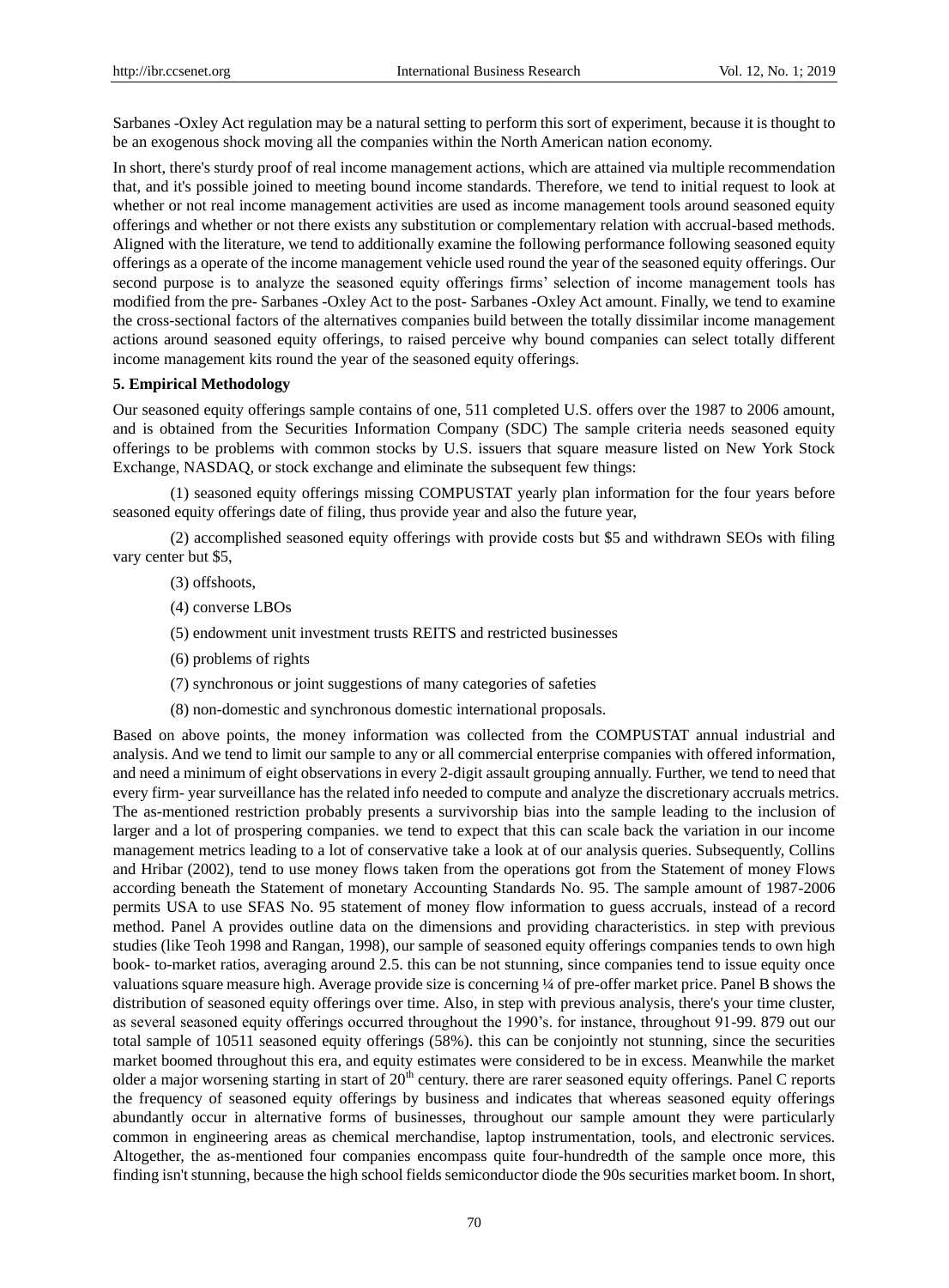Sarbanes -Oxley Act regulation may be a natural setting to perform this sort of experiment, because it is thought to be an exogenous shock moving all the companies within the North American nation economy.

In short, there's sturdy proof of real income management actions, which are attained via multiple recommendation that, and it's possible joined to meeting bound income standards. Therefore, we tend to initial request to look at whether or not real income management activities are used as income management tools around seasoned equity offerings and whether or not there exists any substitution or complementary relation with accrual-based methods. Aligned with the literature, we tend to additionally examine the following performance following seasoned equity offerings as a operate of the income management vehicle used round the year of the seasoned equity offerings. Our second purpose is to analyze the seasoned equity offerings firms' selection of income management tools has modified from the pre- Sarbanes -Oxley Act to the post- Sarbanes -Oxley Act amount. Finally, we tend to examine the cross-sectional factors of the alternatives companies build between the totally dissimilar income management actions around seasoned equity offerings, to raised perceive why bound companies can select totally different income management kits round the year of the seasoned equity offerings.

**5. Empirical Methodology**

Our seasoned equity offerings sample contains of one, 511 completed U.S. offers over the 1987 to 2006 amount, and is obtained from the Securities Information Company (SDC) The sample criteria needs seasoned equity offerings to be problems with common stocks by U.S. issuers that square measure listed on New York Stock Exchange, NASDAQ, or stock exchange and eliminate the subsequent few things:

(1) seasoned equity offerings missing COMPUSTAT yearly plan information for the four years before seasoned equity offerings date of filing, thus provide year and also the future year,

(2) accomplished seasoned equity offerings with provide costs but $5 and withdrawn SEOs with filing vary center but $5,

(3) offshoots,

(4) converse LBOs

(5) endowment unit investment trusts REITS and restricted businesses

(6) problems of rights

(7) synchronous or joint suggestions of many categories of safeties

(8) non-domestic and synchronous domestic international proposals.

Based on above points, the money information was collected from the COMPUSTAT annual industrial and analysis. And we tend to limit our sample to any or all commercial enterprise companies with offered information, and need a minimum of eight observations in every 2-digit assault grouping annually. Further, we tend to need that every firm- year surveillance has the related info needed to compute and analyze the discretionary accruals metrics. The as-mentioned restriction probably presents a survivorship bias into the sample leading to the inclusion of larger and a lot of prospering companies. we tend to expect that this can scale back the variation in our income management metrics leading to a lot of conservative take a look at of our analysis queries. Subsequently, Collins and Hribar (2002), tend to use money flows taken from the operations got from the Statement of money Flows according beneath the Statement of monetary Accounting Standards No. 95. The sample amount of 1987-2006 permits USA to use SFAS No. 95 statement of money flow information to guess accruals, instead of a record method. Panel A provides outline data on the dimensions and providing characteristics. in step with previous studies (like Teoh 1998 and Rangan, 1998), our sample of seasoned equity offerings companies tends to own high book- to-market ratios, averaging around 2.5. this can be not stunning, since companies tend to issue equity once valuations square measure high. Average provide size is concerning ¼ of pre-offer market price. Panel B shows the distribution of seasoned equity offerings over time. Also, in step with previous analysis, there's your time cluster, as several seasoned equity offerings occurred throughout the 1990's. for instance, throughout 91-99. 879 out our total sample of 10511 seasoned equity offerings (58%). this can be conjointly not stunning, since the securities market boomed throughout this era, and equity estimates were considered to be in excess. Meanwhile the market older a major worsening starting in start of 20th century. there are rarer seasoned equity offerings. Panel C reports the frequency of seasoned equity offerings by business and indicates that whereas seasoned equity offerings abundantly occur in alternative forms of businesses, throughout our sample amount they were particularly common in engineering areas as chemical merchandise, laptop instrumentation, tools, and electronic services. Altogether, the as-mentioned four companies encompass quite four-hundredth of the sample once more, this finding isn't stunning, because the high school fields semiconductor diode the 90s securities market boom. In short,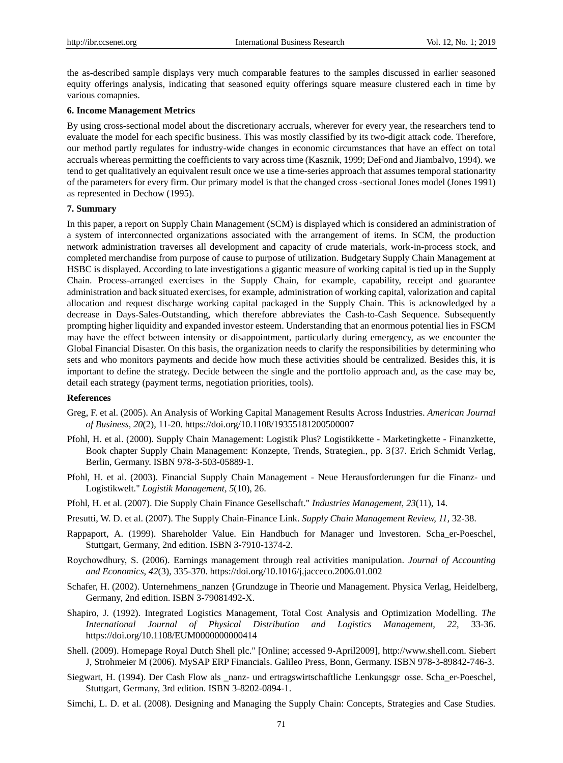the as-described sample displays very much comparable features to the samples discussed in earlier seasoned equity offerings analysis, indicating that seasoned equity offerings square measure clustered each in time by various comapnies.

### 6. Income Management Metrics

By using cross-sectional model about the discretionary accruals, wherever for every year, the researchers tend to evaluate the model for each specific business. This was mostly classified by its two-digit attack code. Therefore, our method partly regulates for industry-wide changes in economic circumstances that have an effect on total accruals whereas permitting the coefficients to vary across time (Kasznik, 1999; DeFond and Jiambalvo, 1994). we tend to get qualitatively an equivalent result once we use a time-series approach that assumes temporal stationarity of the parameters for every firm. Our primary model is that the changed cross -sectional Jones model (Jones 1991) as represented in Dechow (1995).

### 7. Summary

In this paper, a report on Supply Chain Management (SCM) is displayed which is considered an administration of a system of interconnected organizations associated with the arrangement of items. In SCM, the production network administration traverses all development and capacity of crude materials, work-in-process stock, and completed merchandise from purpose of cause to purpose of utilization. Budgetary Supply Chain Management at HSBC is displayed. According to late investigations a gigantic measure of working capital is tied up in the Supply Chain. Process-arranged exercises in the Supply Chain, for example, capability, receipt and guarantee administration and back situated exercises, for example, administration of working capital, valorization and capital allocation and request discharge working capital packaged in the Supply Chain. This is acknowledged by a decrease in Days-Sales-Outstanding, which therefore abbreviates the Cash-to-Cash Sequence. Subsequently prompting higher liquidity and expanded investor esteem. Understanding that an enormous potential lies in FSCM may have the effect between intensity or disappointment, particularly during emergency, as we encounter the Global Financial Disaster. On this basis, the organization needs to clarify the responsibilities by determining who sets and who monitors payments and decide how much these activities should be centralized. Besides this, it is important to define the strategy. Decide between the single and the portfolio approach and, as the case may be, detail each strategy (payment terms, negotiation priorities, tools).

### References

Greg, F. et al. (2005). An Analysis of Working Capital Management Results Across Industries. *American Journal of Business, 20*(2), 11-20. https://doi.org/10.1108/19355181200500007

Pfohl, H. et al. (2000). Supply Chain Management: Logistik Plus? Logistikkette - Marketingkette - Finanzkette, Book chapter Supply Chain Management: Konzepte, Trends, Strategien., pp. 3{37. Erich Schmidt Verlag, Berlin, Germany. ISBN 978-3-503-05889-1.

Pfohl, H. et al. (2003). Financial Supply Chain Management - Neue Herausforderungen fur die Finanz- und Logistikwelt." *Logistik Management, 5*(10), 26.

Pfohl, H. et al. (2007). Die Supply Chain Finance Gesellschaft." *Industries Management, 23*(11), 14.

Presutti, W. D. et al. (2007). The Supply Chain-Finance Link. *Supply Chain Management Review, 11*, 32-38.

Rappaport, A. (1999). Shareholder Value. Ein Handbuch for Manager und Investoren. Scha_er-Poeschel, Stuttgart, Germany, 2nd edition. ISBN 3-7910-1374-2.

Roychowdhury, S. (2006). Earnings management through real activities manipulation. *Journal of Accounting and Economics, 42*(3), 335-370. https://doi.org/10.1016/j.jacceco.2006.01.002

Schafer, H. (2002). Unternehmens_nanzen {Grundzuge in Theorie und Management. Physica Verlag, Heidelberg, Germany, 2nd edition. ISBN 3-79081492-X.

Shapiro, J. (1992). Integrated Logistics Management, Total Cost Analysis and Optimization Modelling. *The International Journal of Physical Distribution and Logistics Management, 22*, 33-36. https://doi.org/10.1108/EUM0000000000414

Shell. (2009). Homepage Royal Dutch Shell plc." [Online; accessed 9-April2009], http://www.shell.com. Siebert J, Strohmeier M (2006). MySAP ERP Financials. Galileo Press, Bonn, Germany. ISBN 978-3-89842-746-3.

Siegwart, H. (1994). Der Cash Flow als _nanz- und ertragswirtschaftliche Lenkungsgr osse. Scha_er-Poeschel, Stuttgart, Germany, 3rd edition. ISBN 3-8202-0894-1.

Simchi, L. D. et al. (2008). Designing and Managing the Supply Chain: Concepts, Strategies and Case Studies.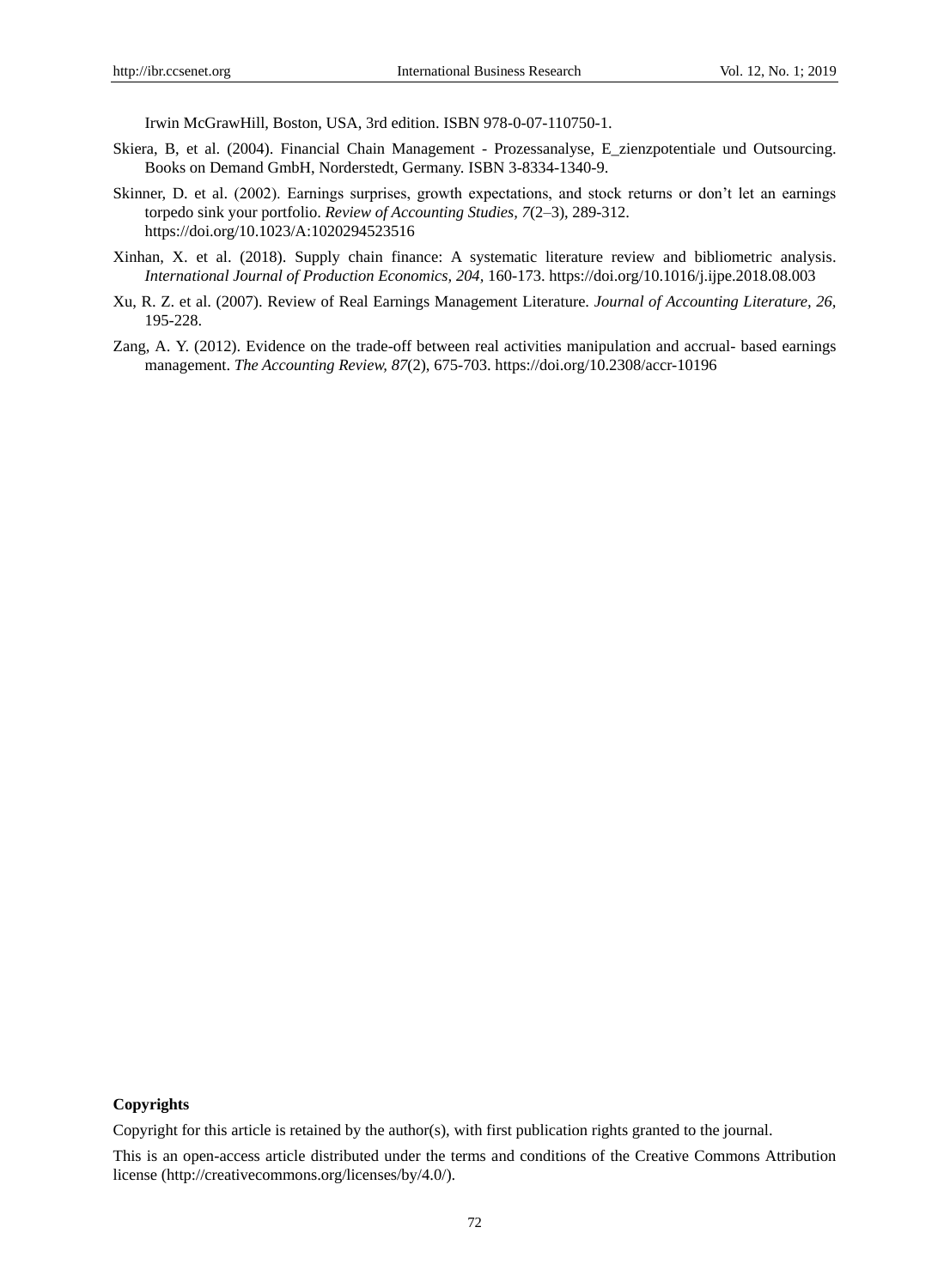Irwin McGrawHill, Boston, USA, 3rd edition. ISBN 978-0-07-110750-1.

Skiera, B, et al. (2004). Financial Chain Management - Prozessanalyse, E_zienzpotentiale und Outsourcing. Books on Demand GmbH, Norderstedt, Germany. ISBN 3-8334-1340-9.

Skinner, D. et al. (2002). Earnings surprises, growth expectations, and stock returns or don't let an earnings torpedo sink your portfolio. *Review of Accounting Studies*, *7*(2–3), 289-312. https://doi.org/10.1023/A:1020294523516

Xinhan, X. et al. (2018). Supply chain finance: A systematic literature review and bibliometric analysis. *International Journal of Production Economics, 204*, 160-173. https://doi.org/10.1016/j.ijpe.2018.08.003

Xu, R. Z. et al. (2007). Review of Real Earnings Management Literature. *Journal of Accounting Literature, 26*, 195-228.

Zang, A. Y. (2012). Evidence on the trade-off between real activities manipulation and accrual- based earnings management. *The Accounting Review, 87*(2), 675-703. https://doi.org/10.2308/accr-10196

**Copyrights**

Copyright for this article is retained by the author(s), with first publication rights granted to the journal.

This is an open-access article distributed under the terms and conditions of the Creative Commons Attribution license (http://creativecommons.org/licenses/by/4.0/).